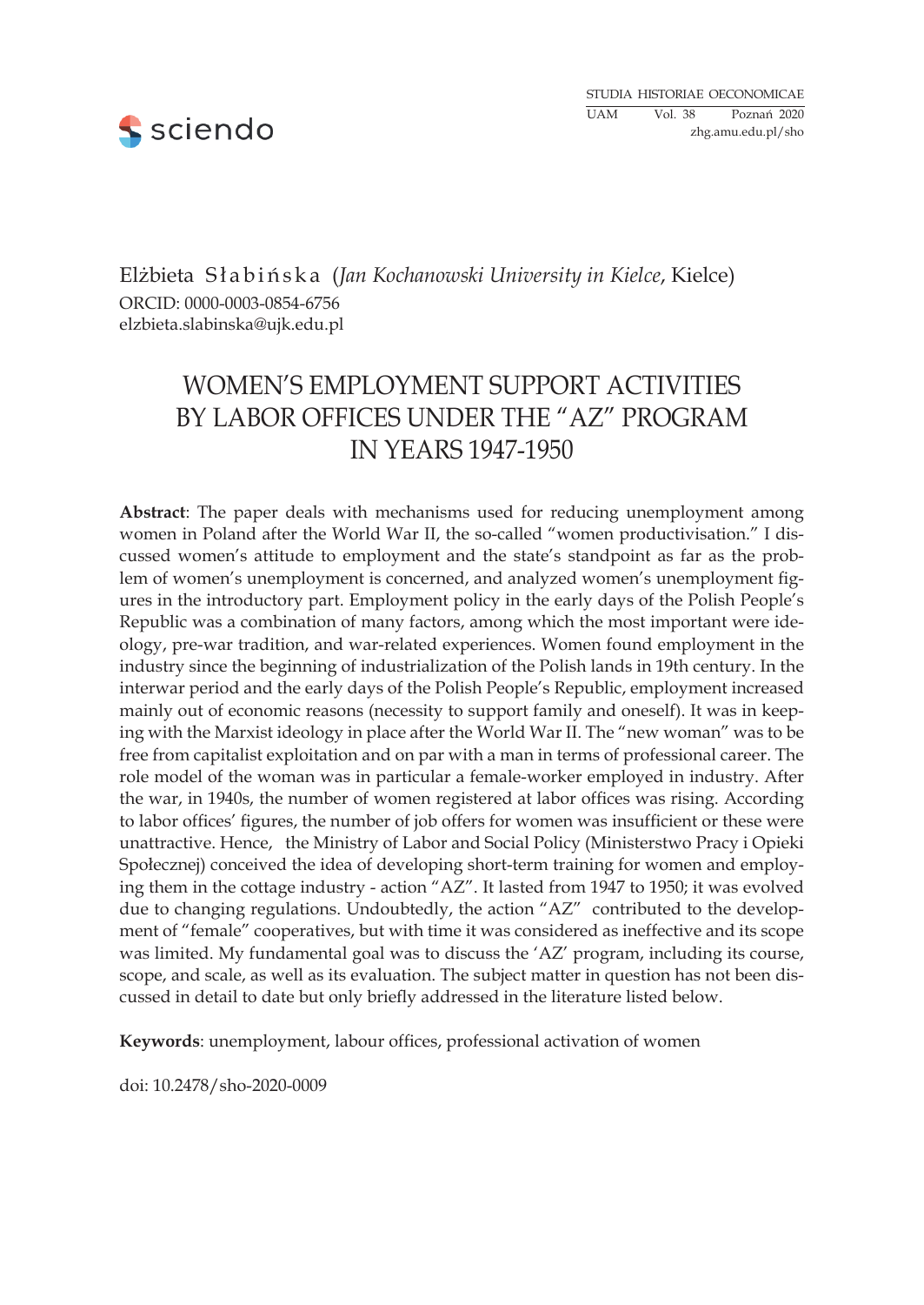Elżbieta Słabińska (*Jan Kochanowski University in Kielce*, Kielce)
ORCID: 0000-0003-0854-6756
elzbieta.slabinska@ujk.edu.pl

# WOMEN'S EMPLOYMENT SUPPORT ACTIVITIES BY LABOR OFFICES UNDER THE "AZ" PROGRAM IN YEARS 1947-1950

**Abstract**: The paper deals with mechanisms used for reducing unemployment among women in Poland after the World War II, the so-called "women productivisation." I discussed women's attitude to employment and the state's standpoint as far as the problem of women's unemployment is concerned, and analyzed women's unemployment figures in the introductory part. Employment policy in the early days of the Polish People's Republic was a combination of many factors, among which the most important were ideology, pre-war tradition, and war-related experiences. Women found employment in the industry since the beginning of industrialization of the Polish lands in 19th century. In the interwar period and the early days of the Polish People's Republic, employment increased mainly out of economic reasons (necessity to support family and oneself). It was in keeping with the Marxist ideology in place after the World War II. The "new woman" was to be free from capitalist exploitation and on par with a man in terms of professional career. The role model of the woman was in particular a female-worker employed in industry. After the war, in 1940s, the number of women registered at labor offices was rising. According to labor offices' figures, the number of job offers for women was insufficient or these were unattractive. Hence, the Ministry of Labor and Social Policy (Ministerstwo Pracy i Opieki Społecznej) conceived the idea of developing short-term training for women and employing them in the cottage industry - action "AZ". It lasted from 1947 to 1950; it was evolved due to changing regulations. Undoubtedly, the action "AZ" contributed to the development of "female" cooperatives, but with time it was considered as ineffective and its scope was limited. My fundamental goal was to discuss the 'AZ' program, including its course, scope, and scale, as well as its evaluation. The subject matter in question has not been discussed in detail to date but only briefly addressed in the literature listed below.

**Keywords**: unemployment, labour offices, professional activation of women

doi: 10.2478/sho-2020-0009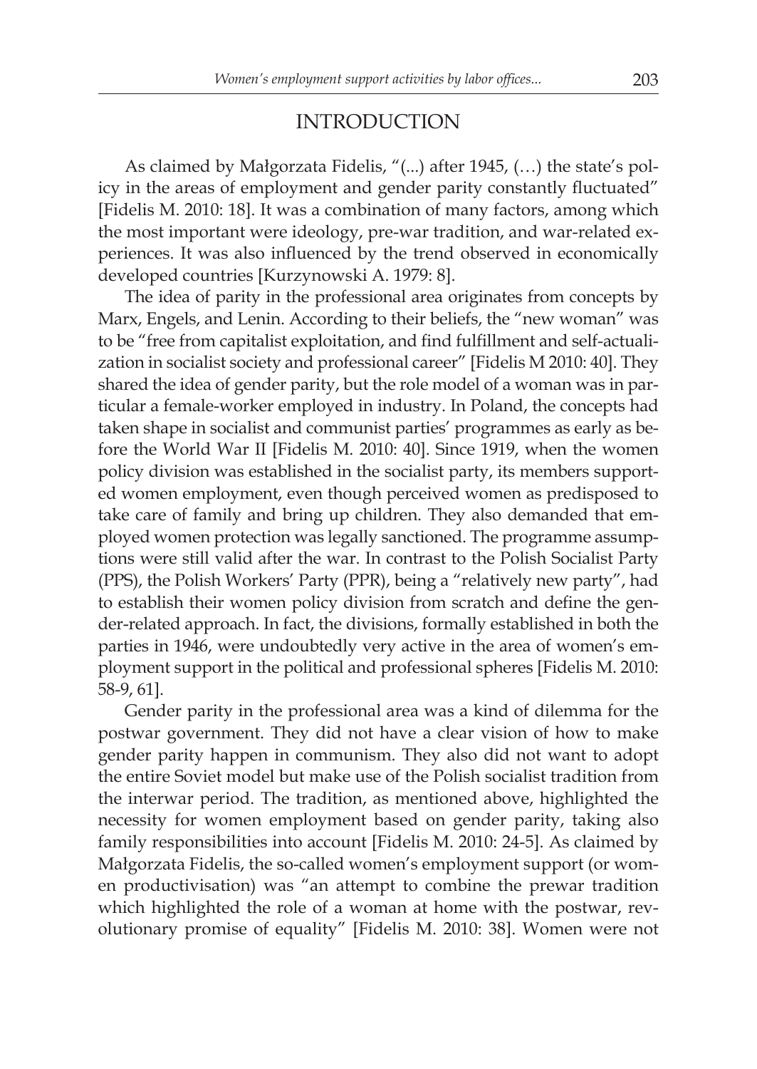## INTRODUCTION

As claimed by Małgorzata Fidelis, "(...) after 1945, (…) the state's policy in the areas of employment and gender parity constantly fluctuated" [Fidelis M. 2010: 18]. It was a combination of many factors, among which the most important were ideology, pre-war tradition, and war-related experiences. It was also influenced by the trend observed in economically developed countries [Kurzynowski A. 1979: 8].

The idea of parity in the professional area originates from concepts by Marx, Engels, and Lenin. According to their beliefs, the "new woman" was to be "free from capitalist exploitation, and find fulfillment and self-actualization in socialist society and professional career" [Fidelis M 2010: 40]. They shared the idea of gender parity, but the role model of a woman was in particular a female-worker employed in industry. In Poland, the concepts had taken shape in socialist and communist parties' programmes as early as before the World War II [Fidelis M. 2010: 40]. Since 1919, when the women policy division was established in the socialist party, its members supported women employment, even though perceived women as predisposed to take care of family and bring up children. They also demanded that employed women protection was legally sanctioned. The programme assumptions were still valid after the war. In contrast to the Polish Socialist Party (PPS), the Polish Workers' Party (PPR), being a "relatively new party", had to establish their women policy division from scratch and define the gender-related approach. In fact, the divisions, formally established in both the parties in 1946, were undoubtedly very active in the area of women's employment support in the political and professional spheres [Fidelis M. 2010: 58-9, 61].

Gender parity in the professional area was a kind of dilemma for the postwar government. They did not have a clear vision of how to make gender parity happen in communism. They also did not want to adopt the entire Soviet model but make use of the Polish socialist tradition from the interwar period. The tradition, as mentioned above, highlighted the necessity for women employment based on gender parity, taking also family responsibilities into account [Fidelis M. 2010: 24-5]. As claimed by Małgorzata Fidelis, the so-called women's employment support (or women productivisation) was "an attempt to combine the prewar tradition which highlighted the role of a woman at home with the postwar, revolutionary promise of equality" [Fidelis M. 2010: 38]. Women were not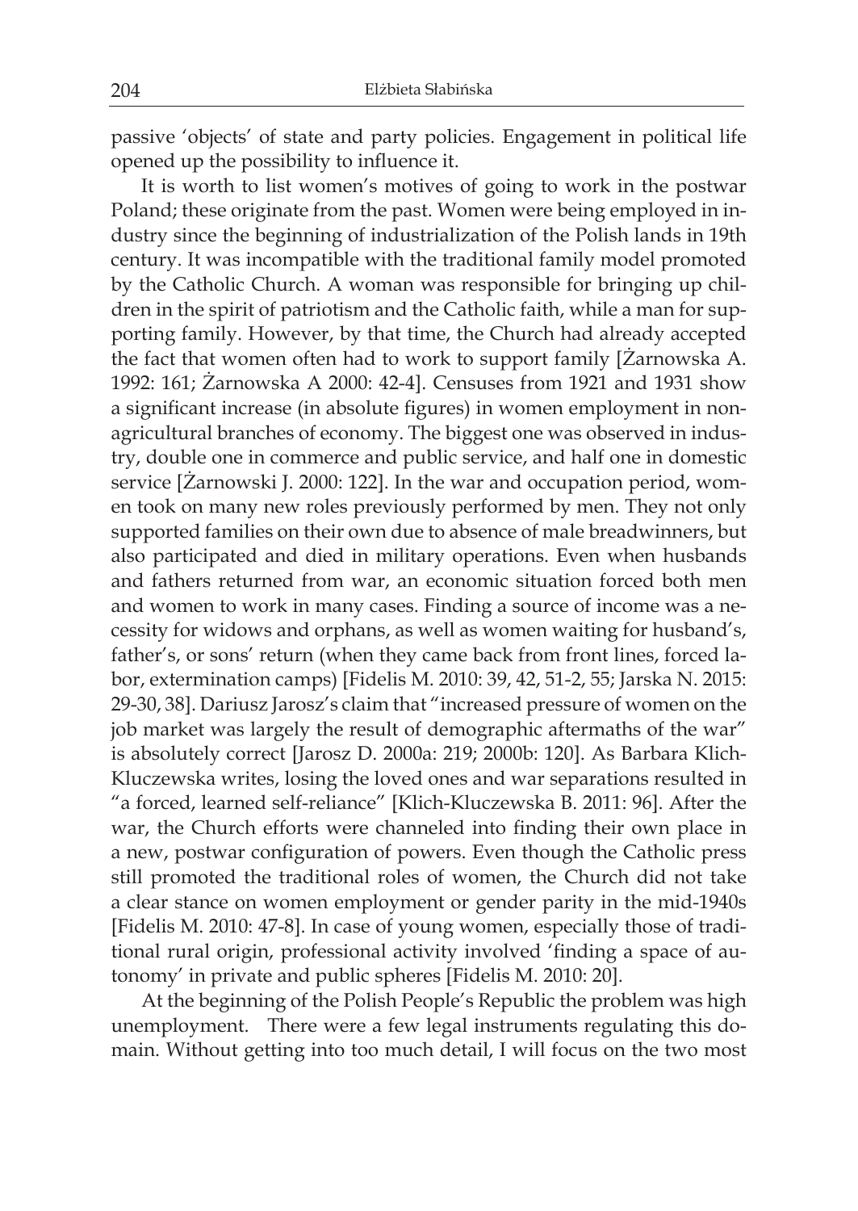passive 'objects' of state and party policies. Engagement in political life opened up the possibility to influence it.

It is worth to list women's motives of going to work in the postwar Poland; these originate from the past. Women were being employed in industry since the beginning of industrialization of the Polish lands in 19th century. It was incompatible with the traditional family model promoted by the Catholic Church. A woman was responsible for bringing up children in the spirit of patriotism and the Catholic faith, while a man for supporting family. However, by that time, the Church had already accepted the fact that women often had to work to support family [Żarnowska A. 1992: 161; Żarnowska A 2000: 42-4]. Censuses from 1921 and 1931 show a significant increase (in absolute figures) in women employment in non-agricultural branches of economy. The biggest one was observed in industry, double one in commerce and public service, and half one in domestic service [Żarnowski J. 2000: 122]. In the war and occupation period, women took on many new roles previously performed by men. They not only supported families on their own due to absence of male breadwinners, but also participated and died in military operations. Even when husbands and fathers returned from war, an economic situation forced both men and women to work in many cases. Finding a source of income was a necessity for widows and orphans, as well as women waiting for husband's, father's, or sons' return (when they came back from front lines, forced labor, extermination camps) [Fidelis M. 2010: 39, 42, 51-2, 55; Jarska N. 2015: 29-30, 38]. Dariusz Jarosz's claim that "increased pressure of women on the job market was largely the result of demographic aftermaths of the war" is absolutely correct [Jarosz D. 2000a: 219; 2000b: 120]. As Barbara Klich-Kluczewska writes, losing the loved ones and war separations resulted in "a forced, learned self-reliance" [Klich-Kluczewska B. 2011: 96]. After the war, the Church efforts were channeled into finding their own place in a new, postwar configuration of powers. Even though the Catholic press still promoted the traditional roles of women, the Church did not take a clear stance on women employment or gender parity in the mid-1940s [Fidelis M. 2010: 47-8]. In case of young women, especially those of traditional rural origin, professional activity involved 'finding a space of autonomy' in private and public spheres [Fidelis M. 2010: 20].

At the beginning of the Polish People's Republic the problem was high unemployment. There were a few legal instruments regulating this domain. Without getting into too much detail, I will focus on the two most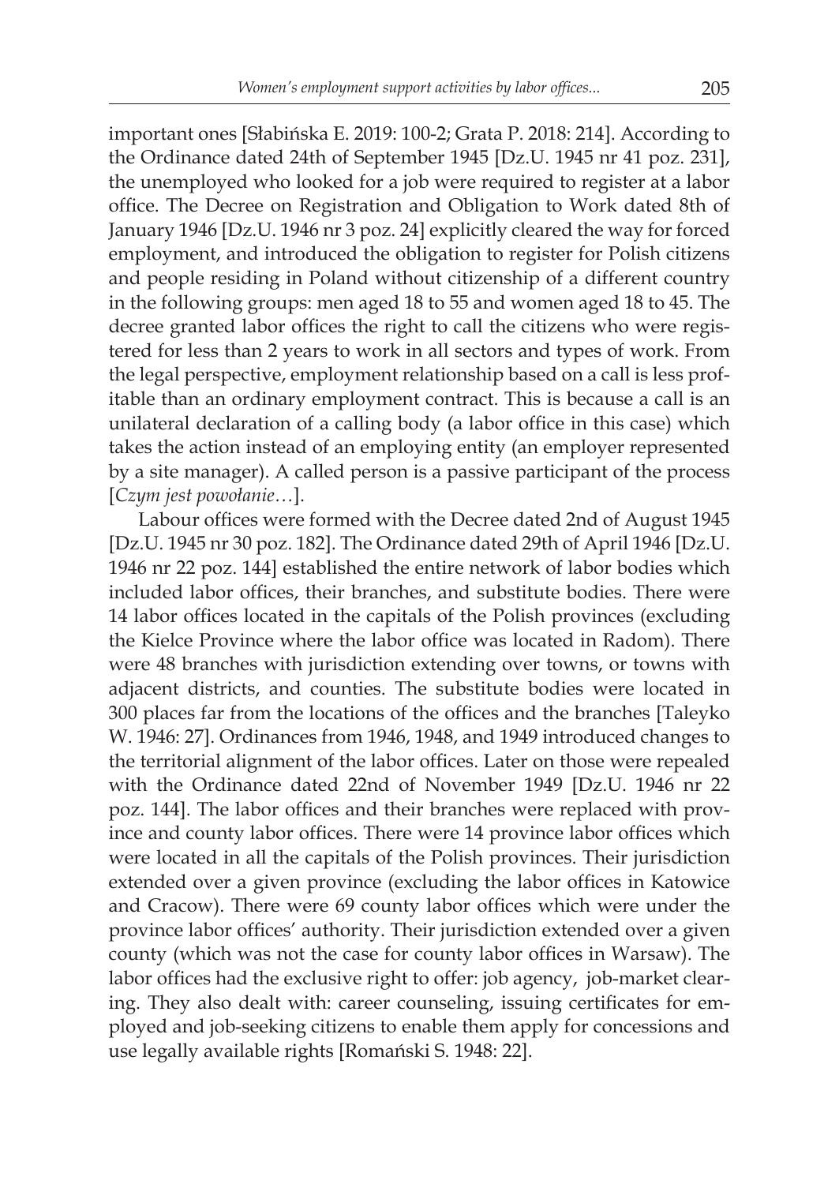important ones [Słabińska E. 2019: 100-2; Grata P. 2018: 214]. According to the Ordinance dated 24th of September 1945 [Dz.U. 1945 nr 41 poz. 231], the unemployed who looked for a job were required to register at a labor office. The Decree on Registration and Obligation to Work dated 8th of January 1946 [Dz.U. 1946 nr 3 poz. 24] explicitly cleared the way for forced employment, and introduced the obligation to register for Polish citizens and people residing in Poland without citizenship of a different country in the following groups: men aged 18 to 55 and women aged 18 to 45. The decree granted labor offices the right to call the citizens who were registered for less than 2 years to work in all sectors and types of work. From the legal perspective, employment relationship based on a call is less profitable than an ordinary employment contract. This is because a call is an unilateral declaration of a calling body (a labor office in this case) which takes the action instead of an employing entity (an employer represented by a site manager). A called person is a passive participant of the process [*Czym jest powołanie…*].

Labour offices were formed with the Decree dated 2nd of August 1945 [Dz.U. 1945 nr 30 poz. 182]. The Ordinance dated 29th of April 1946 [Dz.U. 1946 nr 22 poz. 144] established the entire network of labor bodies which included labor offices, their branches, and substitute bodies. There were 14 labor offices located in the capitals of the Polish provinces (excluding the Kielce Province where the labor office was located in Radom). There were 48 branches with jurisdiction extending over towns, or towns with adjacent districts, and counties. The substitute bodies were located in 300 places far from the locations of the offices and the branches [Taleyko W. 1946: 27]. Ordinances from 1946, 1948, and 1949 introduced changes to the territorial alignment of the labor offices. Later on those were repealed with the Ordinance dated 22nd of November 1949 [Dz.U. 1946 nr 22 poz. 144]. The labor offices and their branches were replaced with province and county labor offices. There were 14 province labor offices which were located in all the capitals of the Polish provinces. Their jurisdiction extended over a given province (excluding the labor offices in Katowice and Cracow). There were 69 county labor offices which were under the province labor offices' authority. Their jurisdiction extended over a given county (which was not the case for county labor offices in Warsaw). The labor offices had the exclusive right to offer: job agency, job-market clearing. They also dealt with: career counseling, issuing certificates for employed and job-seeking citizens to enable them apply for concessions and use legally available rights [Romański S. 1948: 22].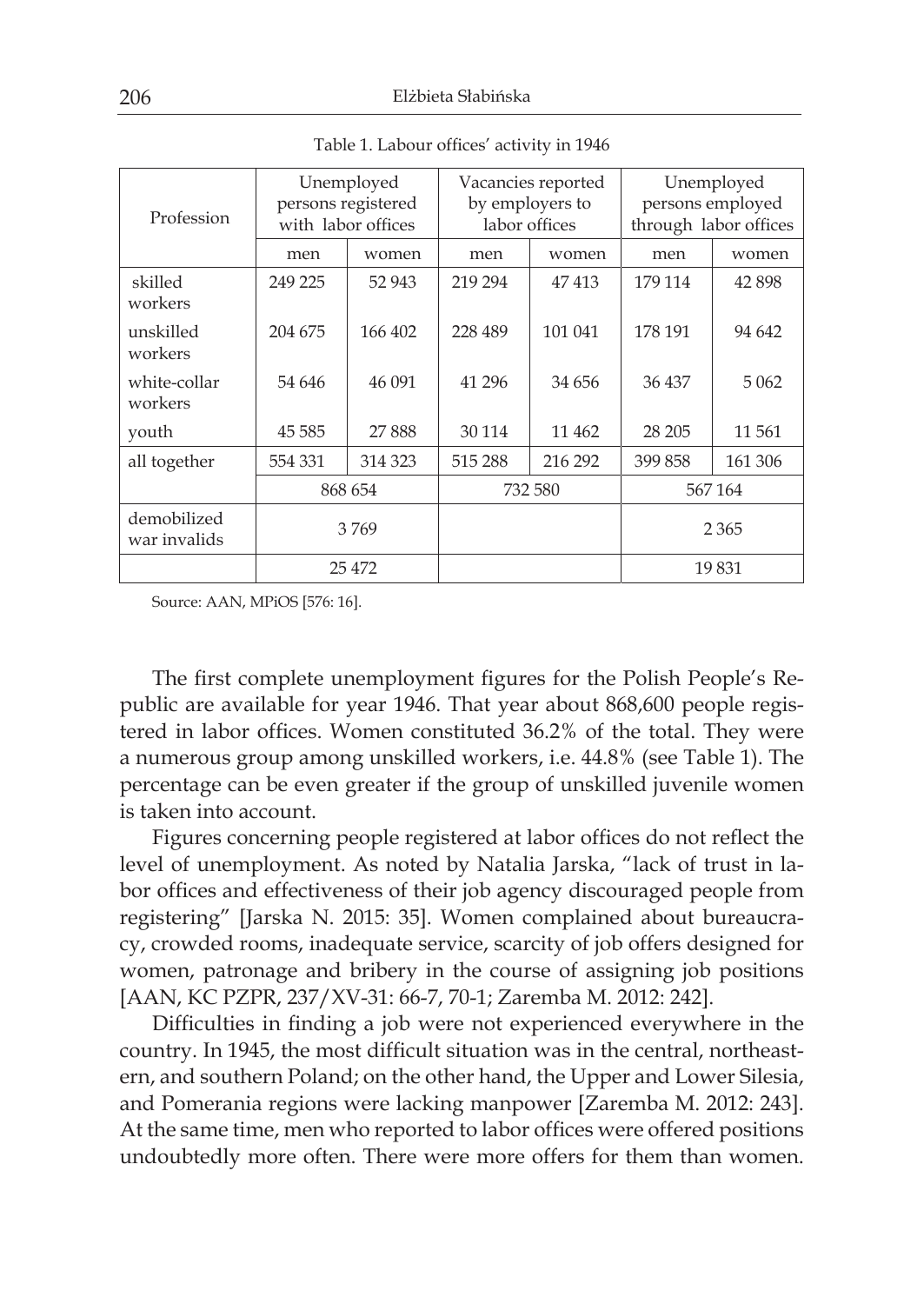Table 1. Labour offices' activity in 1946

| Profession | Unemployed persons registered with labor offices | | Vacancies reported by employers to labor offices | | Unemployed persons employed through labor offices | |
|---|---|---|---|---|---|---|
| | men | women | men | women | men | women |
| skilled workers | 249 225 | 52 943 | 219 294 | 47 413 | 179 114 | 42 898 |
| unskilled workers | 204 675 | 166 402 | 228 489 | 101 041 | 178 191 | 94 642 |
| white-collar workers | 54 646 | 46 091 | 41 296 | 34 656 | 36 437 | 5 062 |
| youth | 45 585 | 27 888 | 30 114 | 11 462 | 28 205 | 11 561 |
| all together | 554 331 | 314 323 | 515 288 | 216 292 | 399 858 | 161 306 |
| | 868 654 | | 732 580 | | 567 164 | |
| demobilized war invalids | 3 769 | | | | 2 365 | |
| | 25 472 | | | | 19 831 | |

Source: AAN, MPiOS [576: 16].

The first complete unemployment figures for the Polish People's Republic are available for year 1946. That year about 868,600 people registered in labor offices. Women constituted 36.2% of the total. They were a numerous group among unskilled workers, i.e. 44.8% (see Table 1). The percentage can be even greater if the group of unskilled juvenile women is taken into account.

Figures concerning people registered at labor offices do not reflect the level of unemployment. As noted by Natalia Jarska, "lack of trust in labor offices and effectiveness of their job agency discouraged people from registering" [Jarska N. 2015: 35]. Women complained about bureaucracy, crowded rooms, inadequate service, scarcity of job offers designed for women, patronage and bribery in the course of assigning job positions [AAN, KC PZPR, 237/XV-31: 66-7, 70-1; Zaremba M. 2012: 242].

Difficulties in finding a job were not experienced everywhere in the country. In 1945, the most difficult situation was in the central, northeastern, and southern Poland; on the other hand, the Upper and Lower Silesia, and Pomerania regions were lacking manpower [Zaremba M. 2012: 243]. At the same time, men who reported to labor offices were offered positions undoubtedly more often. There were more offers for them than women.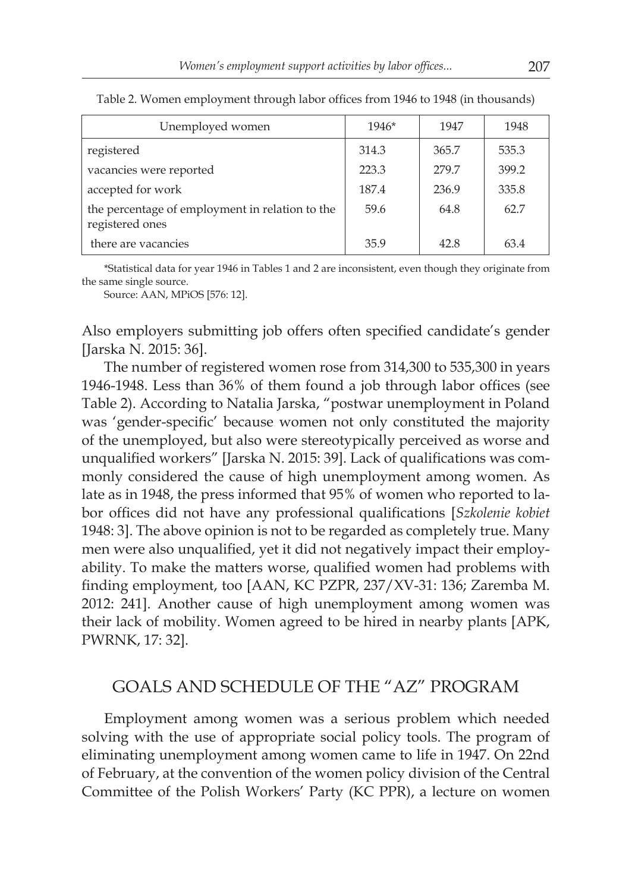Table 2. Women employment through labor offices from 1946 to 1948 (in thousands)

| Unemployed women | 1946* | 1947 | 1948 |
|---|---|---|---|
| registered | 314.3 | 365.7 | 535.3 |
| vacancies were reported | 223.3 | 279.7 | 399.2 |
| accepted for work | 187.4 | 236.9 | 335.8 |
| the percentage of employment in relation to the registered ones | 59.6 | 64.8 | 62.7 |
| there are vacancies | 35.9 | 42.8 | 63.4 |

*Statistical data for year 1946 in Tables 1 and 2 are inconsistent, even though they originate from the same single source.

Source: AAN, MPiOS [576: 12].

Also employers submitting job offers often specified candidate's gender [Jarska N. 2015: 36].

The number of registered women rose from 314,300 to 535,300 in years 1946-1948. Less than 36% of them found a job through labor offices (see Table 2). According to Natalia Jarska, "postwar unemployment in Poland was 'gender-specific' because women not only constituted the majority of the unemployed, but also were stereotypically perceived as worse and unqualified workers" [Jarska N. 2015: 39]. Lack of qualifications was commonly considered the cause of high unemployment among women. As late as in 1948, the press informed that 95% of women who reported to labor offices did not have any professional qualifications [*Szkolenie kobiet* 1948: 3]. The above opinion is not to be regarded as completely true. Many men were also unqualified, yet it did not negatively impact their employability. To make the matters worse, qualified women had problems with finding employment, too [AAN, KC PZPR, 237/XV-31: 136; Zaremba M. 2012: 241]. Another cause of high unemployment among women was their lack of mobility. Women agreed to be hired in nearby plants [APK, PWRNK, 17: 32].

## GOALS AND SCHEDULE OF THE "AZ" PROGRAM

Employment among women was a serious problem which needed solving with the use of appropriate social policy tools. The program of eliminating unemployment among women came to life in 1947. On 22nd of February, at the convention of the women policy division of the Central Committee of the Polish Workers' Party (KC PPR), a lecture on women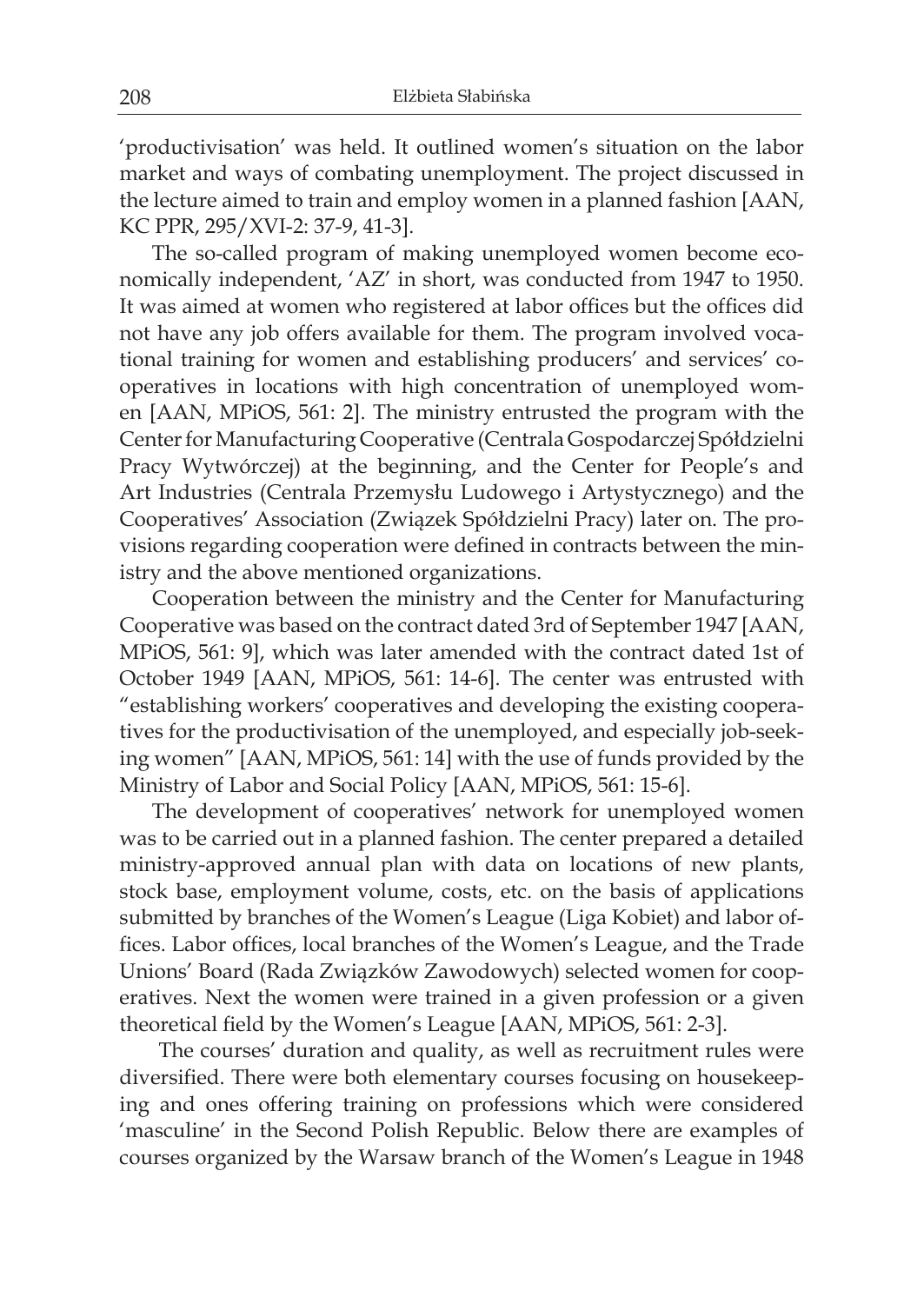'productivisation' was held. It outlined women's situation on the labor market and ways of combating unemployment. The project discussed in the lecture aimed to train and employ women in a planned fashion [AAN, KC PPR, 295/XVI-2: 37-9, 41-3].

The so-called program of making unemployed women become economically independent, 'AZ' in short, was conducted from 1947 to 1950. It was aimed at women who registered at labor offices but the offices did not have any job offers available for them. The program involved vocational training for women and establishing producers' and services' cooperatives in locations with high concentration of unemployed women [AAN, MPiOS, 561: 2]. The ministry entrusted the program with the Center for Manufacturing Cooperative (Centrala Gospodarczej Spółdzielni Pracy Wytwórczej) at the beginning, and the Center for People's and Art Industries (Centrala Przemysłu Ludowego i Artystycznego) and the Cooperatives' Association (Związek Spółdzielni Pracy) later on. The provisions regarding cooperation were defined in contracts between the ministry and the above mentioned organizations.

Cooperation between the ministry and the Center for Manufacturing Cooperative was based on the contract dated 3rd of September 1947 [AAN, MPiOS, 561: 9], which was later amended with the contract dated 1st of October 1949 [AAN, MPiOS, 561: 14-6]. The center was entrusted with "establishing workers' cooperatives and developing the existing cooperatives for the productivisation of the unemployed, and especially job-seeking women" [AAN, MPiOS, 561: 14] with the use of funds provided by the Ministry of Labor and Social Policy [AAN, MPiOS, 561: 15-6].

The development of cooperatives' network for unemployed women was to be carried out in a planned fashion. The center prepared a detailed ministry-approved annual plan with data on locations of new plants, stock base, employment volume, costs, etc. on the basis of applications submitted by branches of the Women's League (Liga Kobiet) and labor offices. Labor offices, local branches of the Women's League, and the Trade Unions' Board (Rada Związków Zawodowych) selected women for cooperatives. Next the women were trained in a given profession or a given theoretical field by the Women's League [AAN, MPiOS, 561: 2-3].

The courses' duration and quality, as well as recruitment rules were diversified. There were both elementary courses focusing on housekeeping and ones offering training on professions which were considered 'masculine' in the Second Polish Republic. Below there are examples of courses organized by the Warsaw branch of the Women's League in 1948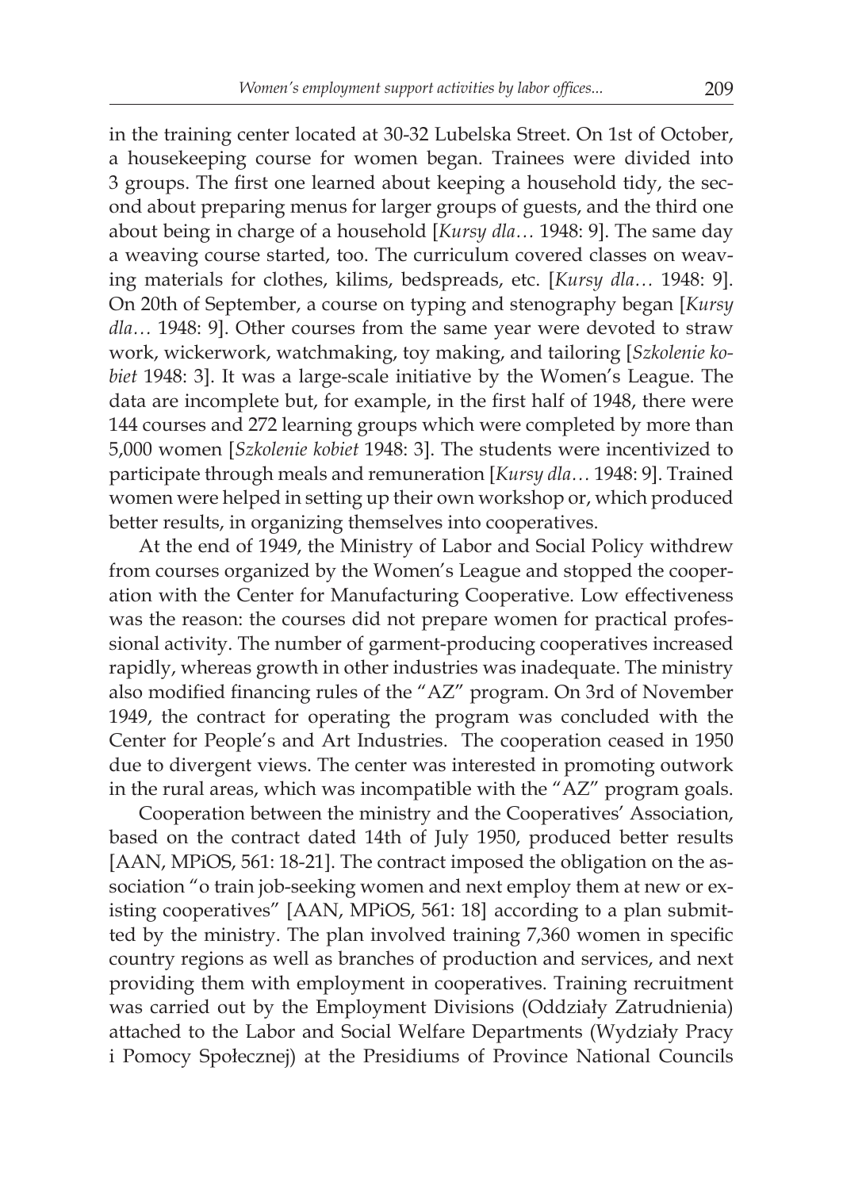in the training center located at 30-32 Lubelska Street. On 1st of October, a housekeeping course for women began. Trainees were divided into 3 groups. The first one learned about keeping a household tidy, the second about preparing menus for larger groups of guests, and the third one about being in charge of a household [*Kursy dla…* 1948: 9]. The same day a weaving course started, too. The curriculum covered classes on weaving materials for clothes, kilims, bedspreads, etc. [*Kursy dla…* 1948: 9]. On 20th of September, a course on typing and stenography began [*Kursy dla…* 1948: 9]. Other courses from the same year were devoted to straw work, wickerwork, watchmaking, toy making, and tailoring [*Szkolenie kobiet* 1948: 3]. It was a large-scale initiative by the Women's League. The data are incomplete but, for example, in the first half of 1948, there were 144 courses and 272 learning groups which were completed by more than 5,000 women [*Szkolenie kobiet* 1948: 3]. The students were incentivized to participate through meals and remuneration [*Kursy dla…* 1948: 9]. Trained women were helped in setting up their own workshop or, which produced better results, in organizing themselves into cooperatives.

At the end of 1949, the Ministry of Labor and Social Policy withdrew from courses organized by the Women's League and stopped the cooperation with the Center for Manufacturing Cooperative. Low effectiveness was the reason: the courses did not prepare women for practical professional activity. The number of garment-producing cooperatives increased rapidly, whereas growth in other industries was inadequate. The ministry also modified financing rules of the "AZ" program. On 3rd of November 1949, the contract for operating the program was concluded with the Center for People's and Art Industries. The cooperation ceased in 1950 due to divergent views. The center was interested in promoting outwork in the rural areas, which was incompatible with the "AZ" program goals.

Cooperation between the ministry and the Cooperatives' Association, based on the contract dated 14th of July 1950, produced better results [AAN, MPiOS, 561: 18-21]. The contract imposed the obligation on the association "o train job-seeking women and next employ them at new or existing cooperatives" [AAN, MPiOS, 561: 18] according to a plan submitted by the ministry. The plan involved training 7,360 women in specific country regions as well as branches of production and services, and next providing them with employment in cooperatives. Training recruitment was carried out by the Employment Divisions (Oddziały Zatrudnienia) attached to the Labor and Social Welfare Departments (Wydziały Pracy i Pomocy Społecznej) at the Presidiums of Province National Councils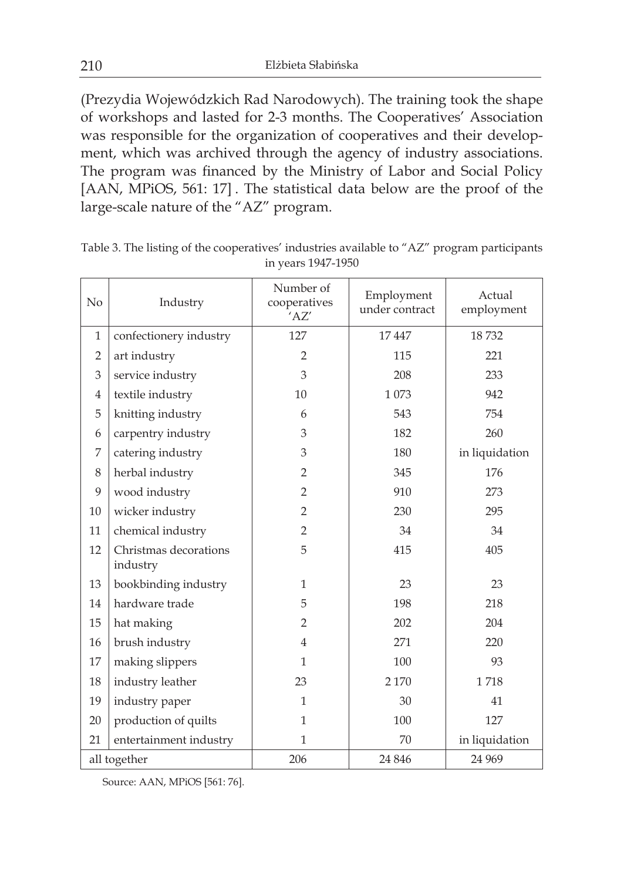(Prezydia Wojewódzkich Rad Narodowych). The training took the shape of workshops and lasted for 2-3 months. The Cooperatives' Association was responsible for the organization of cooperatives and their development, which was archived through the agency of industry associations. The program was financed by the Ministry of Labor and Social Policy [AAN, MPiOS, 561: 17] . The statistical data below are the proof of the large-scale nature of the "AZ" program.

Table 3. The listing of the cooperatives' industries available to "AZ" program participants in years 1947-1950

| No | Industry | Number of cooperatives 'AZ' | Employment under contract | Actual employment |
|---|---|---|---|---|
| 1 | confectionery industry | 127 | 17 447 | 18 732 |
| 2 | art industry | 2 | 115 | 221 |
| 3 | service industry | 3 | 208 | 233 |
| 4 | textile industry | 10 | 1 073 | 942 |
| 5 | knitting industry | 6 | 543 | 754 |
| 6 | carpentry industry | 3 | 182 | 260 |
| 7 | catering industry | 3 | 180 | in liquidation |
| 8 | herbal industry | 2 | 345 | 176 |
| 9 | wood industry | 2 | 910 | 273 |
| 10 | wicker industry | 2 | 230 | 295 |
| 11 | chemical industry | 2 | 34 | 34 |
| 12 | Christmas decorations industry | 5 | 415 | 405 |
| 13 | bookbinding industry | 1 | 23 | 23 |
| 14 | hardware trade | 5 | 198 | 218 |
| 15 | hat making | 2 | 202 | 204 |
| 16 | brush industry | 4 | 271 | 220 |
| 17 | making slippers | 1 | 100 | 93 |
| 18 | industry leather | 23 | 2 170 | 1 718 |
| 19 | industry paper | 1 | 30 | 41 |
| 20 | production of quilts | 1 | 100 | 127 |
| 21 | entertainment industry | 1 | 70 | in liquidation |
| all together | | 206 | 24 846 | 24 969 |

Source: AAN, MPiOS [561: 76].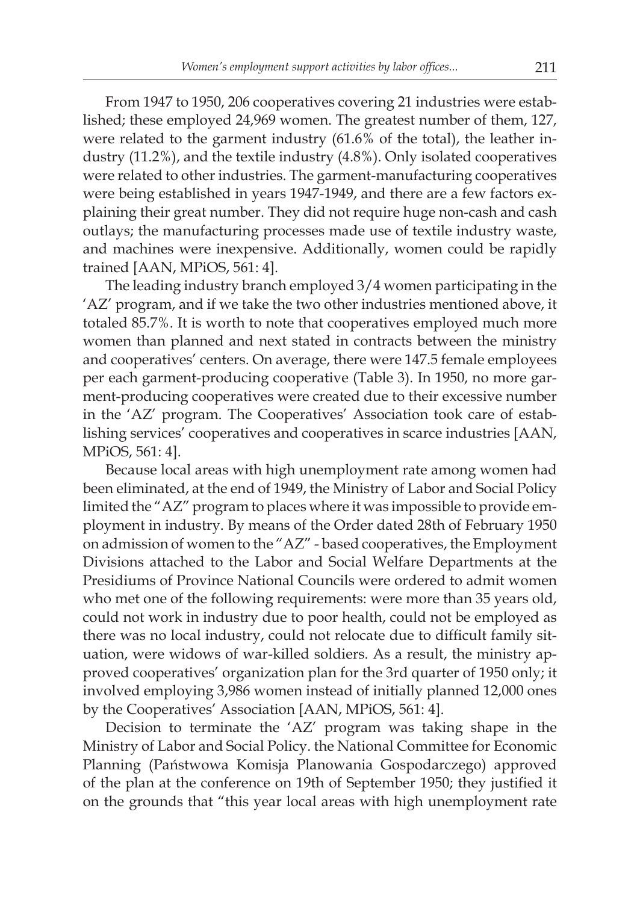From 1947 to 1950, 206 cooperatives covering 21 industries were established; these employed 24,969 women. The greatest number of them, 127, were related to the garment industry (61.6% of the total), the leather industry (11.2%), and the textile industry (4.8%). Only isolated cooperatives were related to other industries. The garment-manufacturing cooperatives were being established in years 1947-1949, and there are a few factors explaining their great number. They did not require huge non-cash and cash outlays; the manufacturing processes made use of textile industry waste, and machines were inexpensive. Additionally, women could be rapidly trained [AAN, MPiOS, 561: 4].

The leading industry branch employed 3/4 women participating in the 'AZ' program, and if we take the two other industries mentioned above, it totaled 85.7%. It is worth to note that cooperatives employed much more women than planned and next stated in contracts between the ministry and cooperatives' centers. On average, there were 147.5 female employees per each garment-producing cooperative (Table 3). In 1950, no more garment-producing cooperatives were created due to their excessive number in the 'AZ' program. The Cooperatives' Association took care of establishing services' cooperatives and cooperatives in scarce industries [AAN, MPiOS, 561: 4].

Because local areas with high unemployment rate among women had been eliminated, at the end of 1949, the Ministry of Labor and Social Policy limited the "AZ" program to places where it was impossible to provide employment in industry. By means of the Order dated 28th of February 1950 on admission of women to the "AZ" - based cooperatives, the Employment Divisions attached to the Labor and Social Welfare Departments at the Presidiums of Province National Councils were ordered to admit women who met one of the following requirements: were more than 35 years old, could not work in industry due to poor health, could not be employed as there was no local industry, could not relocate due to difficult family situation, were widows of war-killed soldiers. As a result, the ministry approved cooperatives' organization plan for the 3rd quarter of 1950 only; it involved employing 3,986 women instead of initially planned 12,000 ones by the Cooperatives' Association [AAN, MPiOS, 561: 4].

Decision to terminate the 'AZ' program was taking shape in the Ministry of Labor and Social Policy. the National Committee for Economic Planning (Państwowa Komisja Planowania Gospodarczego) approved of the plan at the conference on 19th of September 1950; they justified it on the grounds that "this year local areas with high unemployment rate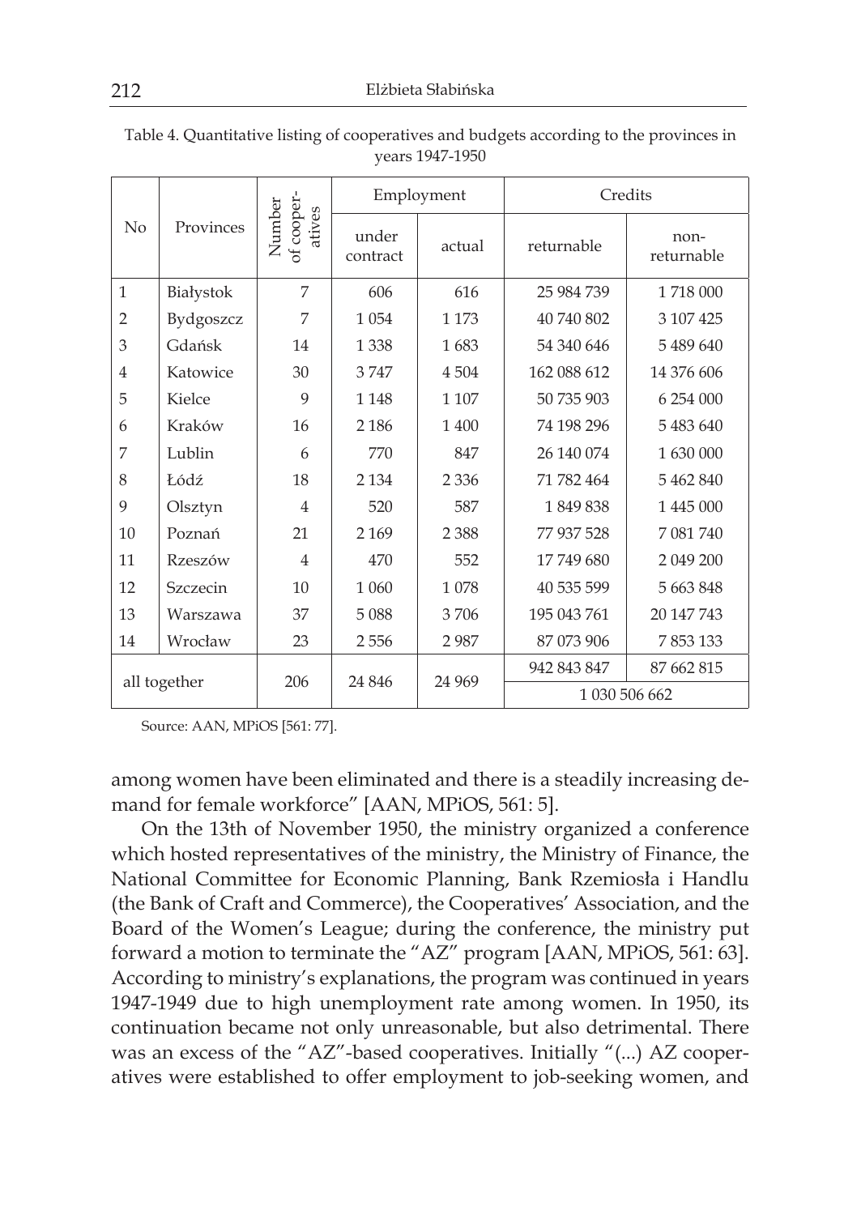Table 4. Quantitative listing of cooperatives and budgets according to the provinces in years 1947-1950

| No | Provinces | Number of cooperatives | Employment | | Credits | |
|---|---|---|---|---|---|---|
| | | | under contract | actual | returnable | non-returnable |
| 1 | Białystok | 7 | 606 | 616 | 25 984 739 | 1 718 000 |
| 2 | Bydgoszcz | 7 | 1 054 | 1 173 | 40 740 802 | 3 107 425 |
| 3 | Gdańsk | 14 | 1 338 | 1 683 | 54 340 646 | 5 489 640 |
| 4 | Katowice | 30 | 3 747 | 4 504 | 162 088 612 | 14 376 606 |
| 5 | Kielce | 9 | 1 148 | 1 107 | 50 735 903 | 6 254 000 |
| 6 | Kraków | 16 | 2 186 | 1 400 | 74 198 296 | 5 483 640 |
| 7 | Lublin | 6 | 770 | 847 | 26 140 074 | 1 630 000 |
| 8 | Łódź | 18 | 2 134 | 2 336 | 71 782 464 | 5 462 840 |
| 9 | Olsztyn | 4 | 520 | 587 | 1 849 838 | 1 445 000 |
| 10 | Poznań | 21 | 2 169 | 2 388 | 77 937 528 | 7 081 740 |
| 11 | Rzeszów | 4 | 470 | 552 | 17 749 680 | 2 049 200 |
| 12 | Szczecin | 10 | 1 060 | 1 078 | 40 535 599 | 5 663 848 |
| 13 | Warszawa | 37 | 5 088 | 3 706 | 195 043 761 | 20 147 743 |
| 14 | Wrocław | 23 | 2 556 | 2 987 | 87 073 906 | 7 853 133 |
| all together | | 206 | 24 846 | 24 969 | 942 843 847 | 87 662 815 |
| | | | | | 1 030 506 662 | |

Source: AAN, MPiOS [561: 77].

among women have been eliminated and there is a steadily increasing demand for female workforce" [AAN, MPiOS, 561: 5].

On the 13th of November 1950, the ministry organized a conference which hosted representatives of the ministry, the Ministry of Finance, the National Committee for Economic Planning, Bank Rzemiosła i Handlu (the Bank of Craft and Commerce), the Cooperatives' Association, and the Board of the Women's League; during the conference, the ministry put forward a motion to terminate the "AZ" program [AAN, MPiOS, 561: 63]. According to ministry's explanations, the program was continued in years 1947-1949 due to high unemployment rate among women. In 1950, its continuation became not only unreasonable, but also detrimental. There was an excess of the "AZ"-based cooperatives. Initially "(...) AZ cooperatives were established to offer employment to job-seeking women, and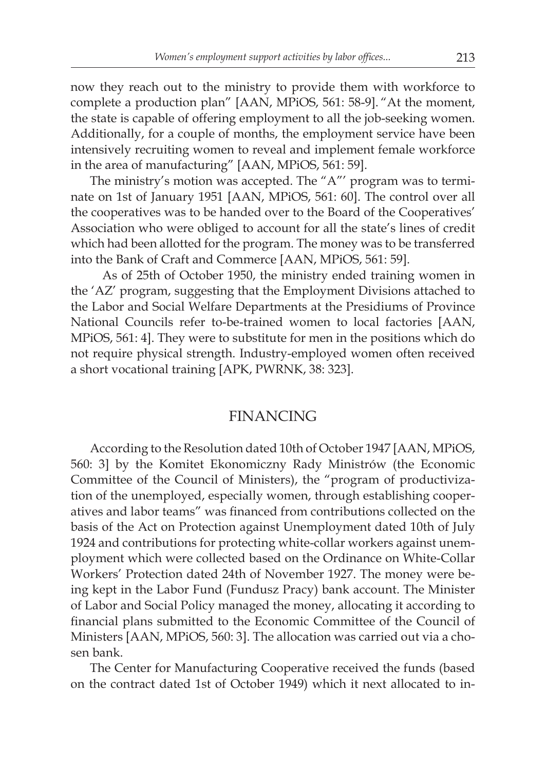now they reach out to the ministry to provide them with workforce to complete a production plan" [AAN, MPiOS, 561: 58-9]. "At the moment, the state is capable of offering employment to all the job-seeking women. Additionally, for a couple of months, the employment service have been intensively recruiting women to reveal and implement female workforce in the area of manufacturing" [AAN, MPiOS, 561: 59].

The ministry's motion was accepted. The "A"' program was to terminate on 1st of January 1951 [AAN, MPiOS, 561: 60]. The control over all the cooperatives was to be handed over to the Board of the Cooperatives' Association who were obliged to account for all the state's lines of credit which had been allotted for the program. The money was to be transferred into the Bank of Craft and Commerce [AAN, MPiOS, 561: 59].

As of 25th of October 1950, the ministry ended training women in the 'AZ' program, suggesting that the Employment Divisions attached to the Labor and Social Welfare Departments at the Presidiums of Province National Councils refer to-be-trained women to local factories [AAN, MPiOS, 561: 4]. They were to substitute for men in the positions which do not require physical strength. Industry-employed women often received a short vocational training [APK, PWRNK, 38: 323].

## FINANCING

According to the Resolution dated 10th of October 1947 [AAN, MPiOS, 560: 3] by the Komitet Ekonomiczny Rady Ministrów (the Economic Committee of the Council of Ministers), the "program of productivization of the unemployed, especially women, through establishing cooperatives and labor teams" was financed from contributions collected on the basis of the Act on Protection against Unemployment dated 10th of July 1924 and contributions for protecting white-collar workers against unemployment which were collected based on the Ordinance on White-Collar Workers' Protection dated 24th of November 1927. The money were being kept in the Labor Fund (Fundusz Pracy) bank account. The Minister of Labor and Social Policy managed the money, allocating it according to financial plans submitted to the Economic Committee of the Council of Ministers [AAN, MPiOS, 560: 3]. The allocation was carried out via a chosen bank.

The Center for Manufacturing Cooperative received the funds (based on the contract dated 1st of October 1949) which it next allocated to in-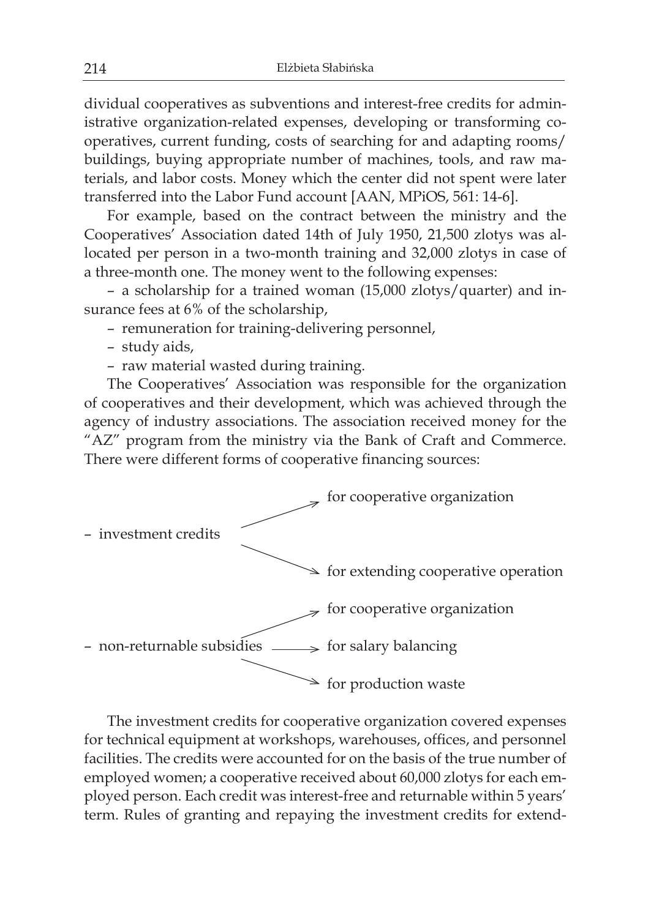dividual cooperatives as subventions and interest-free credits for administrative organization-related expenses, developing or transforming cooperatives, current funding, costs of searching for and adapting rooms/buildings, buying appropriate number of machines, tools, and raw materials, and labor costs. Money which the center did not spent were later transferred into the Labor Fund account [AAN, MPiOS, 561: 14-6].

For example, based on the contract between the ministry and the Cooperatives' Association dated 14th of July 1950, 21,500 zlotys was allocated per person in a two-month training and 32,000 zlotys in case of a three-month one. The money went to the following expenses:

- a scholarship for a trained woman (15,000 zlotys/quarter) and insurance fees at 6% of the scholarship,
- remuneration for training-delivering personnel,
- study aids,
- raw material wasted during training.

The Cooperatives' Association was responsible for the organization of cooperatives and their development, which was achieved through the agency of industry associations. The association received money for the "AZ" program from the ministry via the Bank of Craft and Commerce. There were different forms of cooperative financing sources:

- investment credits
  - → for cooperative organization
  - → for extending cooperative operation
- non-returnable subsidies
  - → for cooperative organization
  - → for salary balancing
  - → for production waste

The investment credits for cooperative organization covered expenses for technical equipment at workshops, warehouses, offices, and personnel facilities. The credits were accounted for on the basis of the true number of employed women; a cooperative received about 60,000 zlotys for each employed person. Each credit was interest-free and returnable within 5 years' term. Rules of granting and repaying the investment credits for extend-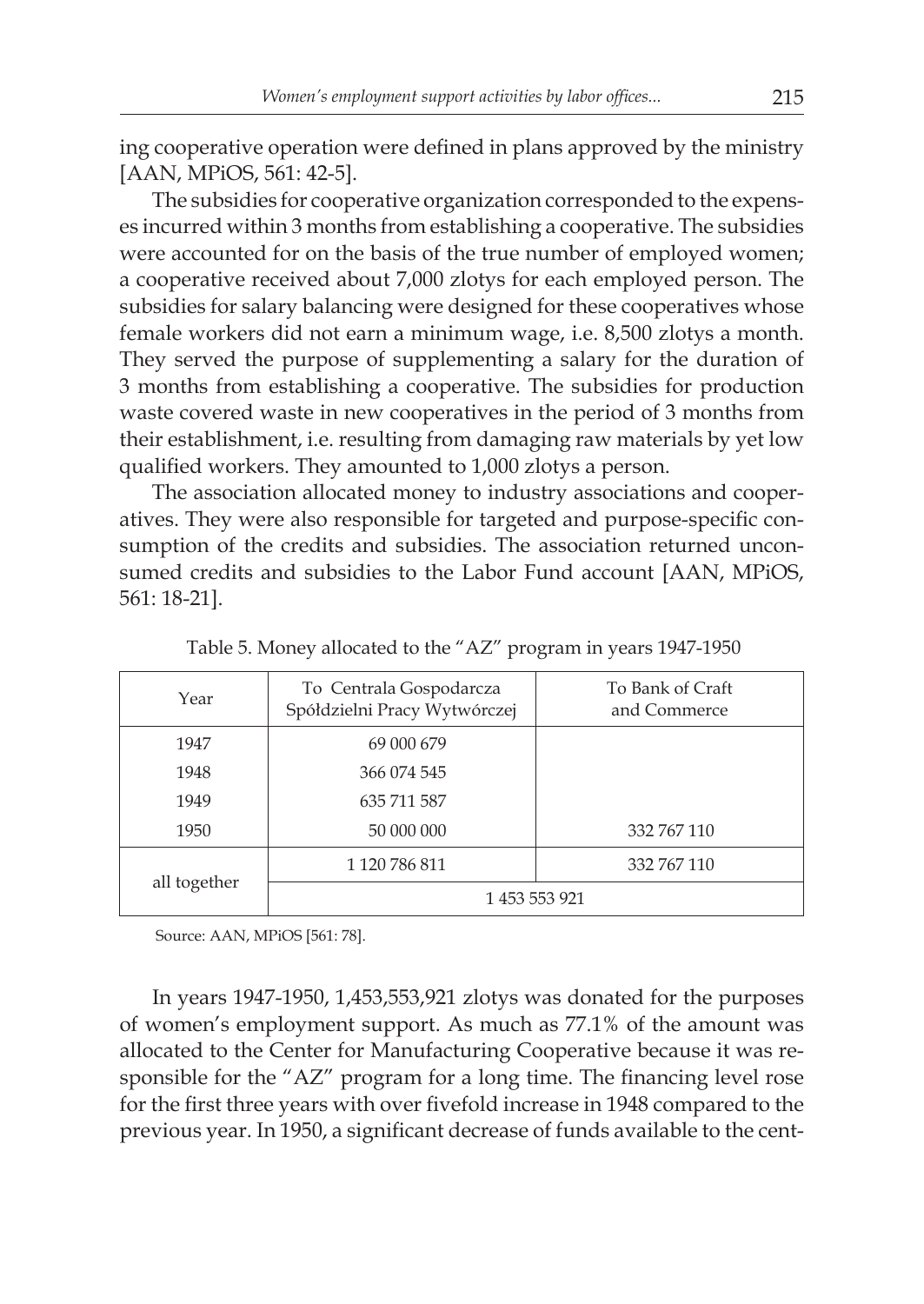ing cooperative operation were defined in plans approved by the ministry [AAN, MPiOS, 561: 42-5].

The subsidies for cooperative organization corresponded to the expenses incurred within 3 months from establishing a cooperative. The subsidies were accounted for on the basis of the true number of employed women; a cooperative received about 7,000 zlotys for each employed person. The subsidies for salary balancing were designed for these cooperatives whose female workers did not earn a minimum wage, i.e. 8,500 zlotys a month. They served the purpose of supplementing a salary for the duration of 3 months from establishing a cooperative. The subsidies for production waste covered waste in new cooperatives in the period of 3 months from their establishment, i.e. resulting from damaging raw materials by yet low qualified workers. They amounted to 1,000 zlotys a person.

The association allocated money to industry associations and cooperatives. They were also responsible for targeted and purpose-specific consumption of the credits and subsidies. The association returned unconsumed credits and subsidies to the Labor Fund account [AAN, MPiOS, 561: 18-21].

Table 5. Money allocated to the "AZ" program in years 1947-1950

| Year | To Centrala Gospodarcza Spółdzielni Pracy Wytwórczej | To Bank of Craft and Commerce |
|---|---|---|
| 1947 | 69 000 679 | |
| 1948 | 366 074 545 | |
| 1949 | 635 711 587 | |
| 1950 | 50 000 000 | 332 767 110 |
| all together | 1 120 786 811 | 332 767 110 |
| | 1 453 553 921 | |

Source: AAN, MPiOS [561: 78].

In years 1947-1950, 1,453,553,921 zlotys was donated for the purposes of women's employment support. As much as 77.1% of the amount was allocated to the Center for Manufacturing Cooperative because it was responsible for the "AZ" program for a long time. The financing level rose for the first three years with over fivefold increase in 1948 compared to the previous year. In 1950, a significant decrease of funds available to the cent-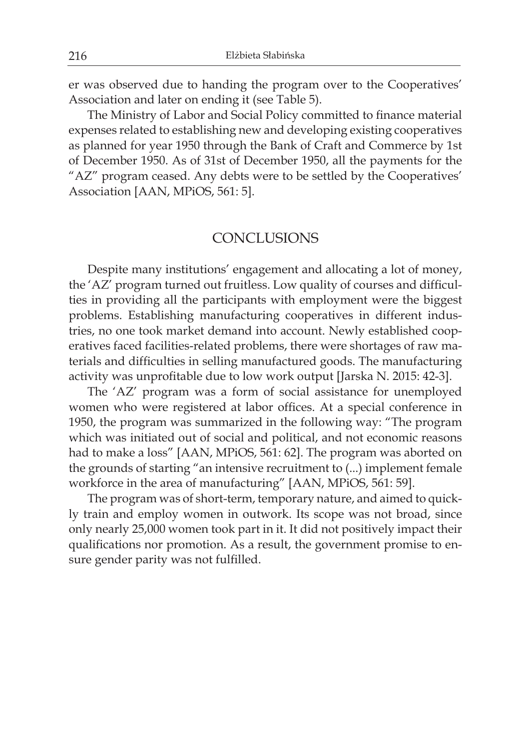er was observed due to handing the program over to the Cooperatives' Association and later on ending it (see Table 5).

The Ministry of Labor and Social Policy committed to finance material expenses related to establishing new and developing existing cooperatives as planned for year 1950 through the Bank of Craft and Commerce by 1st of December 1950. As of 31st of December 1950, all the payments for the "AZ" program ceased. Any debts were to be settled by the Cooperatives' Association [AAN, MPiOS, 561: 5].

## CONCLUSIONS

Despite many institutions' engagement and allocating a lot of money, the 'AZ' program turned out fruitless. Low quality of courses and difficulties in providing all the participants with employment were the biggest problems. Establishing manufacturing cooperatives in different industries, no one took market demand into account. Newly established cooperatives faced facilities-related problems, there were shortages of raw materials and difficulties in selling manufactured goods. The manufacturing activity was unprofitable due to low work output [Jarska N. 2015: 42-3].

The 'AZ' program was a form of social assistance for unemployed women who were registered at labor offices. At a special conference in 1950, the program was summarized in the following way: "The program which was initiated out of social and political, and not economic reasons had to make a loss" [AAN, MPiOS, 561: 62]. The program was aborted on the grounds of starting "an intensive recruitment to (...) implement female workforce in the area of manufacturing" [AAN, MPiOS, 561: 59].

The program was of short-term, temporary nature, and aimed to quickly train and employ women in outwork. Its scope was not broad, since only nearly 25,000 women took part in it. It did not positively impact their qualifications nor promotion. As a result, the government promise to ensure gender parity was not fulfilled.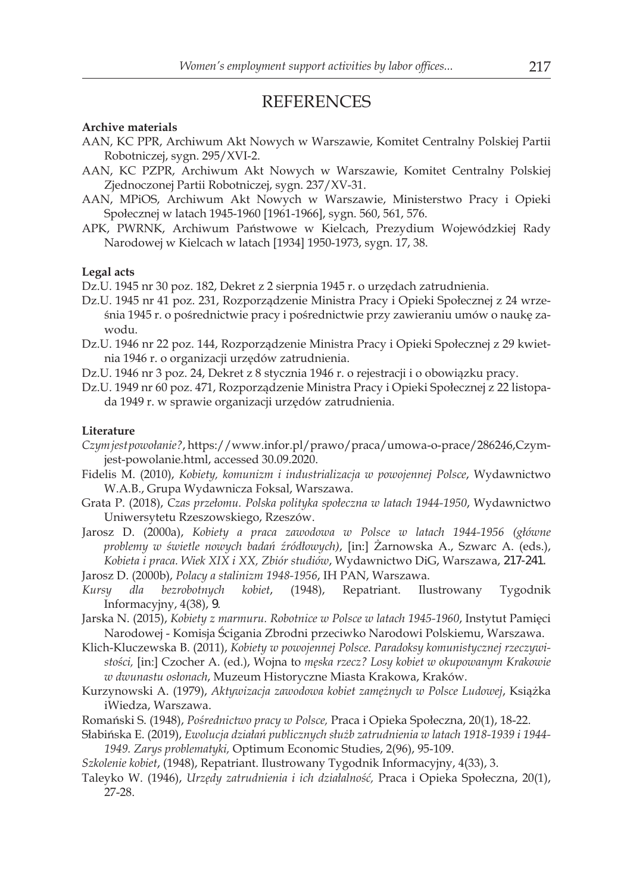# REFERENCES

**Archive materials**

AAN, KC PPR, Archiwum Akt Nowych w Warszawie, Komitet Centralny Polskiej Partii Robotniczej, sygn. 295/XVI-2.

AAN, KC PZPR, Archiwum Akt Nowych w Warszawie, Komitet Centralny Polskiej Zjednoczonej Partii Robotniczej, sygn. 237/XV-31.

AAN, MPiOS, Archiwum Akt Nowych w Warszawie, Ministerstwo Pracy i Opieki Społecznej w latach 1945-1960 [1961-1966], sygn. 560, 561, 576.

APK, PWRNK, Archiwum Państwowe w Kielcach, Prezydium Wojewódzkiej Rady Narodowej w Kielcach w latach [1934] 1950-1973, sygn. 17, 38.

**Legal acts**

Dz.U. 1945 nr 30 poz. 182, Dekret z 2 sierpnia 1945 r. o urzędach zatrudnienia.

Dz.U. 1945 nr 41 poz. 231, Rozporządzenie Ministra Pracy i Opieki Społecznej z 24 września 1945 r. o pośrednictwie pracy i pośrednictwie przy zawieraniu umów o naukę zawodu.

Dz.U. 1946 nr 22 poz. 144, Rozporządzenie Ministra Pracy i Opieki Społecznej z 29 kwietnia 1946 r. o organizacji urzędów zatrudnienia.

Dz.U. 1946 nr 3 poz. 24, Dekret z 8 stycznia 1946 r. o rejestracji i o obowiązku pracy.

Dz.U. 1949 nr 60 poz. 471, Rozporządzenie Ministra Pracy i Opieki Społecznej z 22 listopada 1949 r. w sprawie organizacji urzędów zatrudnienia.

**Literature**

*Czym jest powołanie?*, https://www.infor.pl/prawo/praca/umowa-o-prace/286246,Czym-jest-powolanie.html, accessed 30.09.2020.

Fidelis M. (2010), *Kobiety, komunizm i industrializacja w powojennej Polsce*, Wydawnictwo W.A.B., Grupa Wydawnicza Foksal, Warszawa.

Grata P. (2018), *Czas przełomu. Polska polityka społeczna w latach 1944-1950*, Wydawnictwo Uniwersytetu Rzeszowskiego, Rzeszów.

Jarosz D. (2000a), *Kobiety a praca zawodowa w Polsce w latach 1944-1956 (główne problemy w świetle nowych badań źródłowych)*, [in:] Żarnowska A., Szwarc A. (eds.), *Kobieta i praca. Wiek XIX i XX, Zbiór studiów*, Wydawnictwo DiG, Warszawa, 217-241.

Jarosz D. (2000b), *Polacy a stalinizm 1948-1956*, IH PAN, Warszawa.

*Kursy dla bezrobotnych kobiet*, (1948), Repatriant. Ilustrowany Tygodnik Informacyjny, 4(38), 9.

Jarska N. (2015), *Kobiety z marmuru. Robotnice w Polsce w latach 1945-1960*, Instytut Pamięci Narodowej - Komisja Ścigania Zbrodni przeciwko Narodowi Polskiemu, Warszawa.

Klich-Kluczewska B. (2011), *Kobiety w powojennej Polsce. Paradoksy komunistycznej rzeczywistości,* [in:] Czocher A. (ed.), Wojna to *męska rzecz? Losy kobiet w okupowanym Krakowie w dwunastu osłonach*, Muzeum Historyczne Miasta Krakowa, Kraków.

Kurzynowski A. (1979), *Aktywizacja zawodowa kobiet zamężnych w Polsce Ludowej*, Książka iWiedza, Warszawa.

Romański S. (1948), *Pośrednictwo pracy w Polsce,* Praca i Opieka Społeczna, 20(1), 18-22.

Słabińska E. (2019), *Ewolucja działań publicznych służb zatrudnienia w latach 1918-1939 i 1944-1949. Zarys problematyki,* Optimum Economic Studies, 2(96), 95-109.

*Szkolenie kobiet*, (1948), Repatriant. Ilustrowany Tygodnik Informacyjny, 4(33), 3.

Taleyko W. (1946), *Urzędy zatrudnienia i ich działalność,* Praca i Opieka Społeczna, 20(1), 27-28.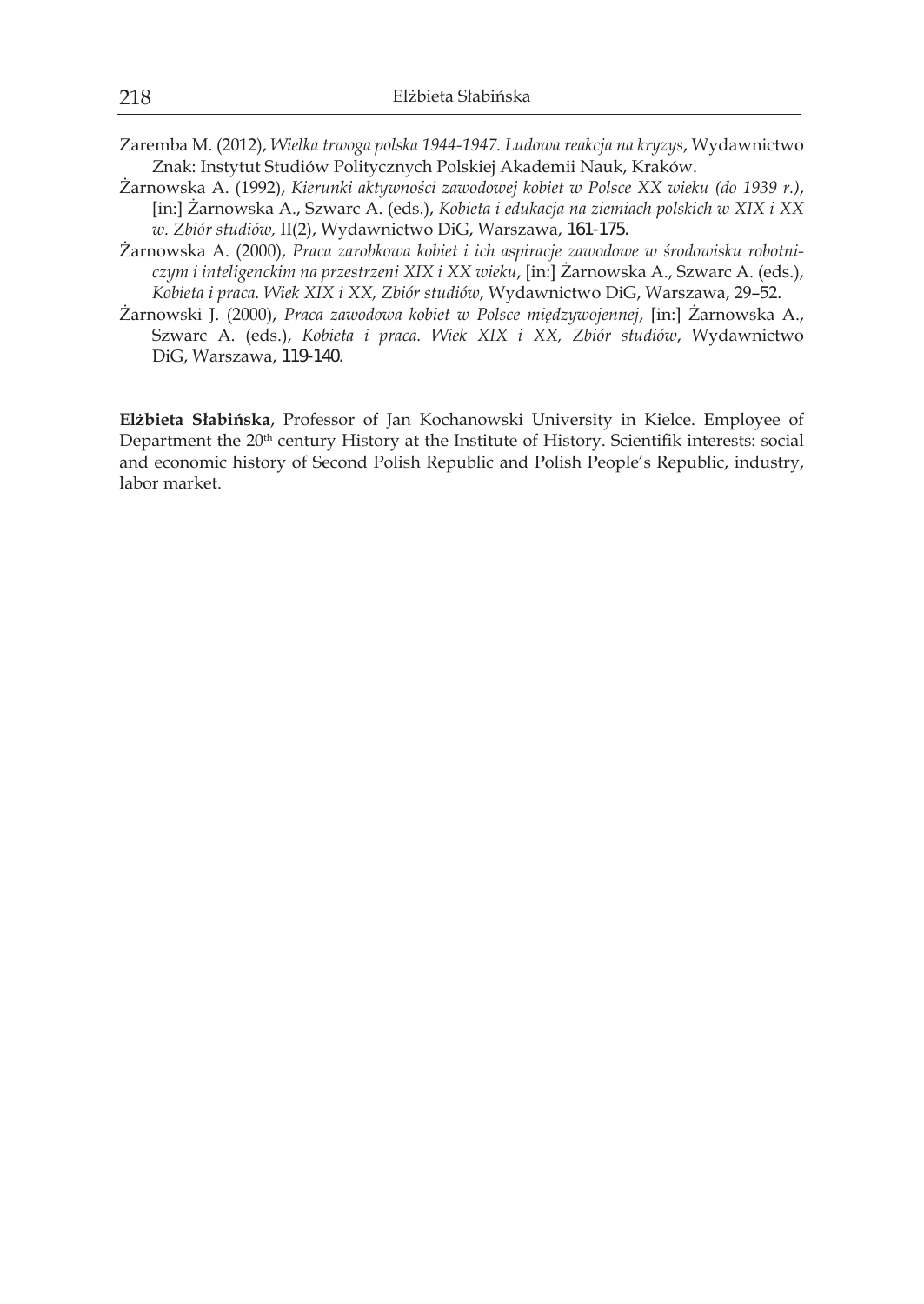Zaremba M. (2012), *Wielka trwoga polska 1944-1947. Ludowa reakcja na kryzys*, Wydawnictwo Znak: Instytut Studiów Politycznych Polskiej Akademii Nauk, Kraków.

Żarnowska A. (1992), *Kierunki aktywności zawodowej kobiet w Polsce XX wieku (do 1939 r.)*, [in:] Żarnowska A., Szwarc A. (eds.), *Kobieta i edukacja na ziemiach polskich w XIX i XX w. Zbiór studiów,* II(2), Wydawnictwo DiG, Warszawa, 161-175.

Żarnowska A. (2000), *Praca zarobkowa kobiet i ich aspiracje zawodowe w środowisku robotniczym i inteligenckim na przestrzeni XIX i XX wieku*, [in:] Żarnowska A., Szwarc A. (eds.), *Kobieta i praca. Wiek XIX i XX, Zbiór studiów*, Wydawnictwo DiG, Warszawa, 29–52.

Żarnowski J. (2000), *Praca zawodowa kobiet w Polsce międzywojennej*, [in:] Żarnowska A., Szwarc A. (eds.), *Kobieta i praca. Wiek XIX i XX, Zbiór studiów*, Wydawnictwo DiG, Warszawa, 119-140.

**Elżbieta Słabińska**, Professor of Jan Kochanowski University in Kielce. Employee of Department the 20th century History at the Institute of History. Scientifik interests: social and economic history of Second Polish Republic and Polish People's Republic, industry, labor market.